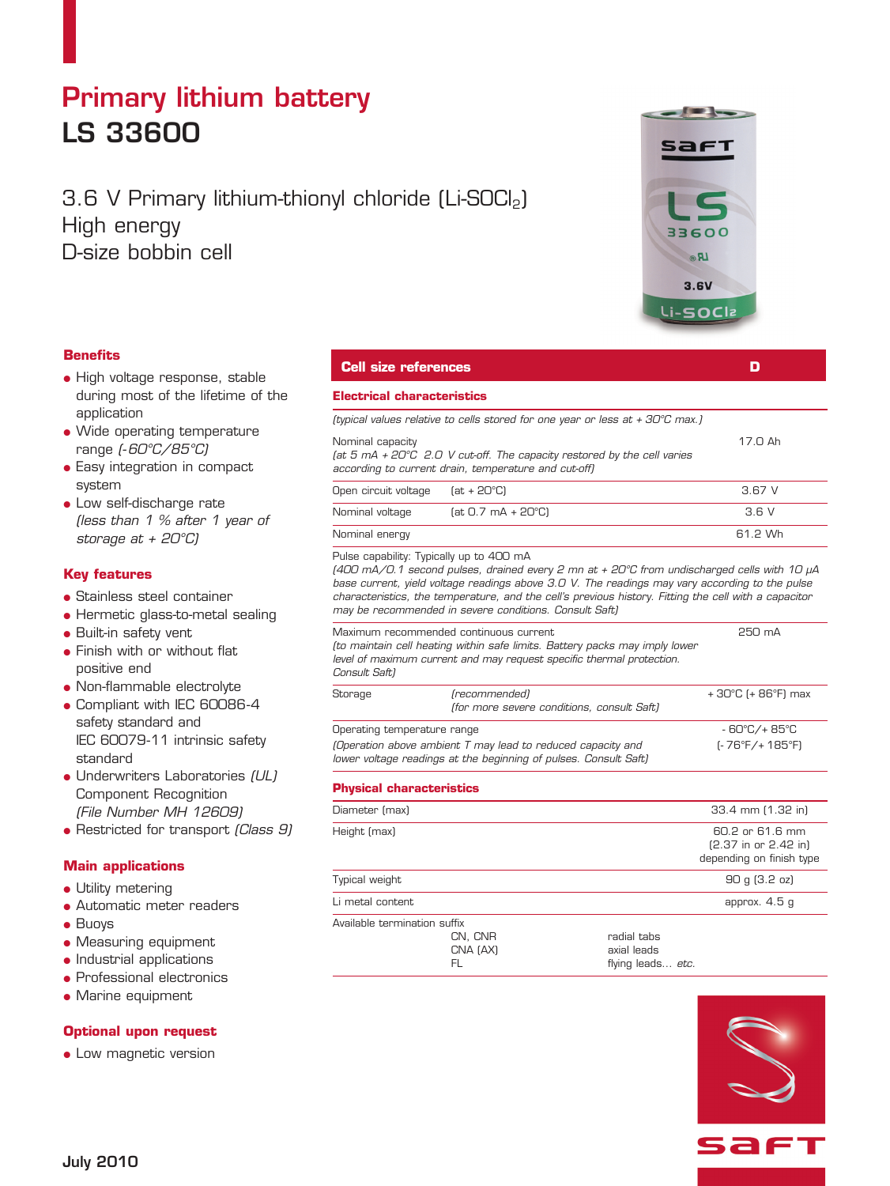# Primary lithium battery
# LS 33600

## 3.6 V Primary lithium-thionyl chloride (Li-$SOCl_2$)
## High energy
## D-size bobbin cell

### Benefits

- High voltage response, stable during most of the lifetime of the application
- Wide operating temperature range *(-60°C/85°C)*
- Easy integration in compact system
- Low self-discharge rate *(less than 1 % after 1 year of storage at + 20°C)*

### Key features

- Stainless steel container
- Hermetic glass-to-metal sealing
- Built-in safety vent
- Finish with or without flat positive end
- Non-flammable electrolyte
- Compliant with IEC 60086-4 safety standard and IEC 60079-11 intrinsic safety standard
- Underwriters Laboratories *(UL)* Component Recognition *(File Number MH 12609)*
- Restricted for transport *(Class 9)*

### Main applications

- Utility metering
- Automatic meter readers
- Buoys
- Measuring equipment
- Industrial applications
- Professional electronics
- Marine equipment

### Optional upon request

- Low magnetic version

| Cell size references | | D |
|---|---|---|
| **Electrical characteristics** | | |
| *(typical values relative to cells stored for one year or less at + 30°C max.)* | | |
| Nominal capacity *(at 5 mA + 20°C 2.0 V cut-off. The capacity restored by the cell varies according to current drain, temperature and cut-off)* | | 17.0 Ah |
| Open circuit voltage | (at + 20°C) | 3.67 V |
| Nominal voltage | (at 0.7 mA + 20°C) | 3.6 V |
| Nominal energy | | 61.2 Wh |
| Pulse capability: Typically up to 400 mA *(400 mA/0.1 second pulses, drained every 2 mn at + 20°C from undischarged cells with 10 µA base current, yield voltage readings above 3.0 V. The readings may vary according to the pulse characteristics, the temperature, and the cell's previous history. Fitting the cell with a capacitor may be recommended in severe conditions. Consult Saft)* | | |
| Maximum recommended continuous current *(to maintain cell heating within safe limits. Battery packs may imply lower level of maximum current and may request specific thermal protection. Consult Saft)* | | 250 mA |
| Storage | *(recommended)* *(for more severe conditions, consult Saft)* | + 30°C (+ 86°F) max |
| Operating temperature range *(Operation above ambient T may lead to reduced capacity and lower voltage readings at the beginning of pulses. Consult Saft)* | | - 60°C/+ 85°C (- 76°F/+ 185°F) |
| **Physical characteristics** | | |
| Diameter (max) | | 33.4 mm (1.32 in) |
| Height (max) | | 60.2 or 61.6 mm (2.37 in or 2.42 in) depending on finish type |
| Typical weight | | 90 g (3.2 oz) |
| Li metal content | | approx. 4.5 g |
| Available termination suffix | CN, CNR | radial tabs |
| | CNA (AX) | axial leads |
| | FL | flying leads... *etc.* |

July 2010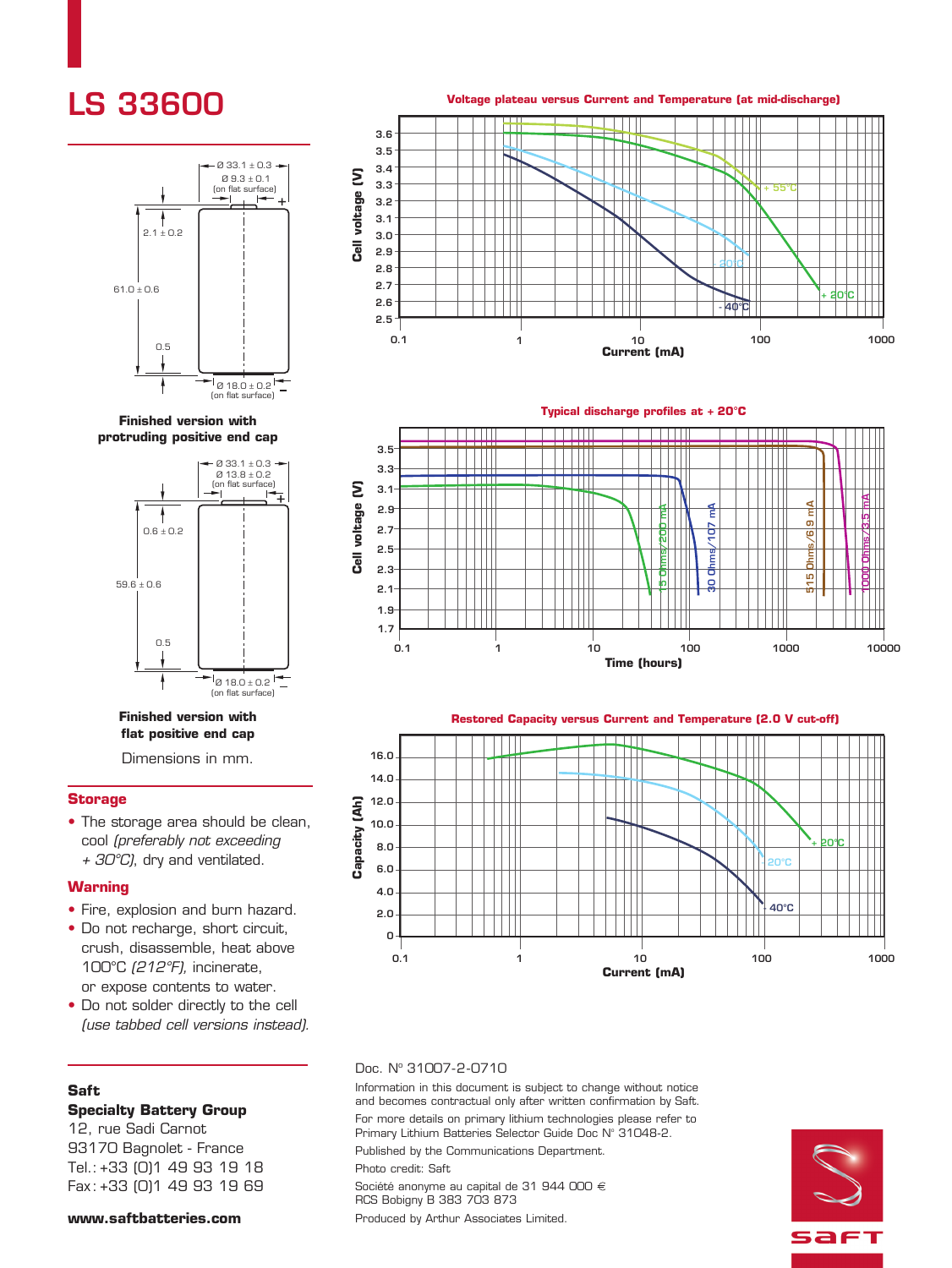# LS 33600

Ø 33.1 ± 0.3
Ø 9.3 ± 0.1
(on flat surface)
2.1 ± 0.2
61.0 ± 0.6
0.5
Ø 18.0 ± 0.2
(on flat surface)

**Finished version with protruding positive end cap**

Ø 33.1 ± 0.3
Ø 13.8 ± 0.2
(on flat surface)
0.6 ± 0.2
59.6 ± 0.6
0.5
Ø 18.0 ± 0.2
(on flat surface)

**Finished version with flat positive end cap**

Dimensions in mm.

## Storage

- The storage area should be clean, cool *(preferably not exceeding + 30°C)*, dry and ventilated.

## Warning

- Fire, explosion and burn hazard.
- Do not recharge, short circuit, crush, disassemble, heat above 100°C *(212°F)*, incinerate, or expose contents to water.
- Do not solder directly to the cell *(use tabbed cell versions instead)*.

**Voltage plateau versus Current and Temperature (at mid-discharge)**

Cell voltage (V)
3.6
3.5
3.4
3.3
3.2
3.1
3.0
2.9
2.8
2.7
2.6
2.5
Current (mA)
0.1
1
10
100
1000
+ 55°C
+ 20°C
- 20°C
- 40°C

**Typical discharge profiles at + 20°C**

Cell voltage (V)
3.5
3.3
3.1
2.9
2.7
2.5
2.3
2.1
1.9
1.7
Time (hours)
0.1
1
10
100
1000
10000
15 Ohms/200 mA
30 Ohms/107 mA
515 Ohms/6.9 mA
1000 Ohms/3.5 mA

**Restored Capacity versus Current and Temperature (2.0 V cut-off)**

Capacity (Ah)
16.0
14.0
12.0
10.0
8.0
6.0
4.0
2.0
0
Current (mA)
0.1
1
10
100
1000
+ 20°C
- 20°C
- 40°C

**Saft**
**Specialty Battery Group**
12, rue Sadi Carnot
93170 Bagnolet - France
Tel.: +33 (0)1 49 93 19 18
Fax: +33 (0)1 49 93 19 69

**www.saftbatteries.com**

Doc. N° 31007-2-0710

Information in this document is subject to change without notice and becomes contractual only after written confirmation by Saft.

For more details on primary lithium technologies please refer to Primary Lithium Batteries Selector Guide Doc N° 31048-2.

Published by the Communications Department.

Photo credit: Saft

Société anonyme au capital de 31 944 000 €
RCS Bobigny B 383 703 873

Produced by Arthur Associates Limited.

saft